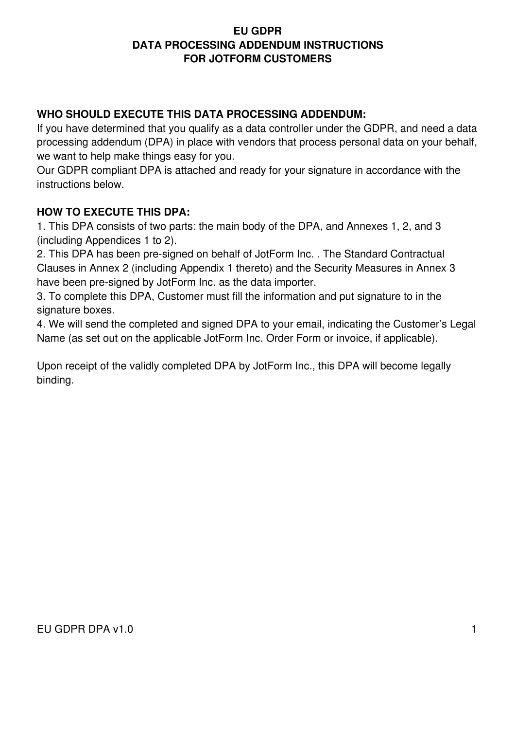# EU GDPR
# DATA PROCESSING ADDENDUM INSTRUCTIONS
# FOR JOTFORM CUSTOMERS

**WHO SHOULD EXECUTE THIS DATA PROCESSING ADDENDUM:**

If you have determined that you qualify as a data controller under the GDPR, and need a data processing addendum (DPA) in place with vendors that process personal data on your behalf, we want to help make things easy for you.

Our GDPR compliant DPA is attached and ready for your signature in accordance with the instructions below.

**HOW TO EXECUTE THIS DPA:**

1. This DPA consists of two parts: the main body of the DPA, and Annexes 1, 2, and 3 (including Appendices 1 to 2).
2. This DPA has been pre-signed on behalf of JotForm Inc. . The Standard Contractual Clauses in Annex 2 (including Appendix 1 thereto) and the Security Measures in Annex 3 have been pre-signed by JotForm Inc. as the data importer.
3. To complete this DPA, Customer must fill the information and put signature to in the signature boxes.
4. We will send the completed and signed DPA to your email, indicating the Customer's Legal Name (as set out on the applicable JotForm Inc. Order Form or invoice, if applicable).

Upon receipt of the validly completed DPA by JotForm Inc., this DPA will become legally binding.

EU GDPR DPA v1.0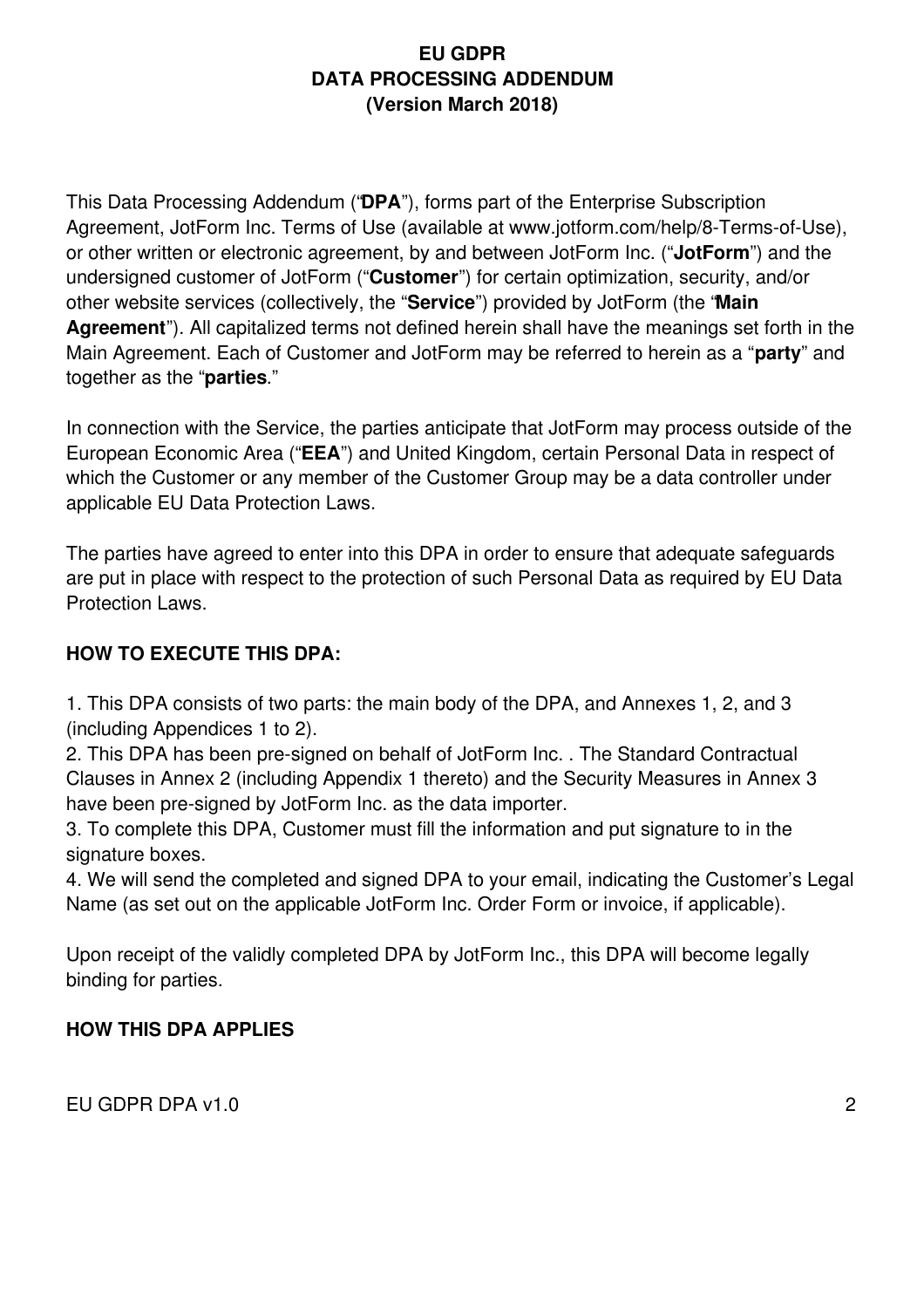**EU GDPR**
**DATA PROCESSING ADDENDUM**
**(Version March 2018)**

This Data Processing Addendum ("**DPA**"), forms part of the Enterprise Subscription Agreement, JotForm Inc. Terms of Use (available at www.jotform.com/help/8-Terms-of-Use), or other written or electronic agreement, by and between JotForm Inc. ("**JotForm**") and the undersigned customer of JotForm ("**Customer**") for certain optimization, security, and/or other website services (collectively, the "**Service**") provided by JotForm (the "**Main Agreement**"). All capitalized terms not defined herein shall have the meanings set forth in the Main Agreement. Each of Customer and JotForm may be referred to herein as a "**party**" and together as the "**parties**."

In connection with the Service, the parties anticipate that JotForm may process outside of the European Economic Area ("**EEA**") and United Kingdom, certain Personal Data in respect of which the Customer or any member of the Customer Group may be a data controller under applicable EU Data Protection Laws.

The parties have agreed to enter into this DPA in order to ensure that adequate safeguards are put in place with respect to the protection of such Personal Data as required by EU Data Protection Laws.

**HOW TO EXECUTE THIS DPA:**

1. This DPA consists of two parts: the main body of the DPA, and Annexes 1, 2, and 3 (including Appendices 1 to 2).
2. This DPA has been pre-signed on behalf of JotForm Inc. . The Standard Contractual Clauses in Annex 2 (including Appendix 1 thereto) and the Security Measures in Annex 3 have been pre-signed by JotForm Inc. as the data importer.
3. To complete this DPA, Customer must fill the information and put signature to in the signature boxes.
4. We will send the completed and signed DPA to your email, indicating the Customer's Legal Name (as set out on the applicable JotForm Inc. Order Form or invoice, if applicable).

Upon receipt of the validly completed DPA by JotForm Inc., this DPA will become legally binding for parties.

**HOW THIS DPA APPLIES**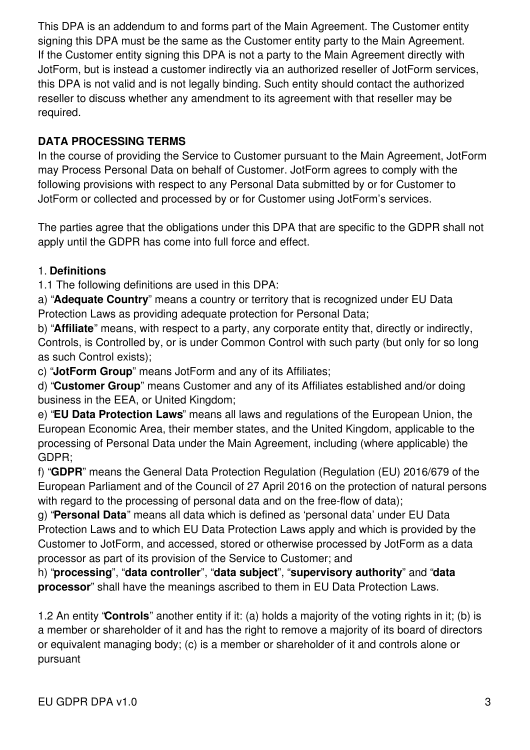This DPA is an addendum to and forms part of the Main Agreement. The Customer entity signing this DPA must be the same as the Customer entity party to the Main Agreement. If the Customer entity signing this DPA is not a party to the Main Agreement directly with JotForm, but is instead a customer indirectly via an authorized reseller of JotForm services, this DPA is not valid and is not legally binding. Such entity should contact the authorized reseller to discuss whether any amendment to its agreement with that reseller may be required.

**DATA PROCESSING TERMS**

In the course of providing the Service to Customer pursuant to the Main Agreement, JotForm may Process Personal Data on behalf of Customer. JotForm agrees to comply with the following provisions with respect to any Personal Data submitted by or for Customer to JotForm or collected and processed by or for Customer using JotForm's services.

The parties agree that the obligations under this DPA that are specific to the GDPR shall not apply until the GDPR has come into full force and effect.

1. **Definitions**

1.1 The following definitions are used in this DPA:

a) "**Adequate Country**" means a country or territory that is recognized under EU Data Protection Laws as providing adequate protection for Personal Data;

b) "**Affiliate**" means, with respect to a party, any corporate entity that, directly or indirectly, Controls, is Controlled by, or is under Common Control with such party (but only for so long as such Control exists);

c) "**JotForm Group**" means JotForm and any of its Affiliates;

d) "**Customer Group**" means Customer and any of its Affiliates established and/or doing business in the EEA, or United Kingdom;

e) "**EU Data Protection Laws**" means all laws and regulations of the European Union, the European Economic Area, their member states, and the United Kingdom, applicable to the processing of Personal Data under the Main Agreement, including (where applicable) the GDPR;

f) "**GDPR**" means the General Data Protection Regulation (Regulation (EU) 2016/679 of the European Parliament and of the Council of 27 April 2016 on the protection of natural persons with regard to the processing of personal data and on the free-flow of data);

g) "**Personal Data**" means all data which is defined as 'personal data' under EU Data Protection Laws and to which EU Data Protection Laws apply and which is provided by the Customer to JotForm, and accessed, stored or otherwise processed by JotForm as a data processor as part of its provision of the Service to Customer; and

h) "**processing**", "**data controller**", "**data subject**", "**supervisory authority**" and "**data processor**" shall have the meanings ascribed to them in EU Data Protection Laws.

1.2 An entity "**Controls**" another entity if it: (a) holds a majority of the voting rights in it; (b) is a member or shareholder of it and has the right to remove a majority of its board of directors or equivalent managing body; (c) is a member or shareholder of it and controls alone or pursuant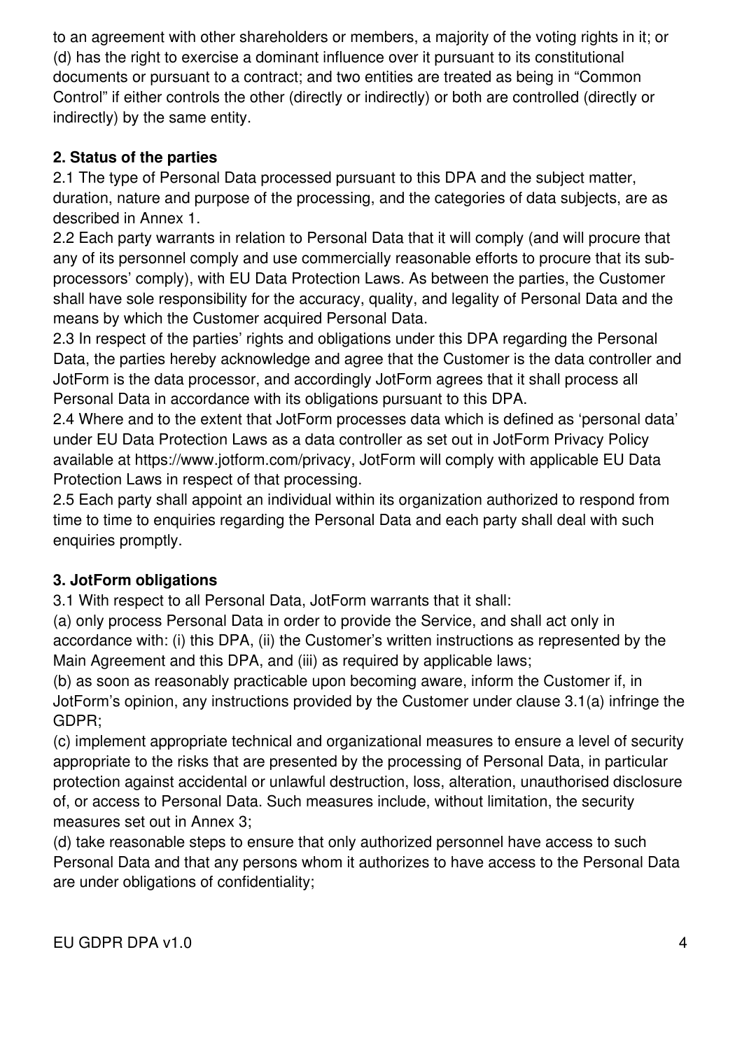to an agreement with other shareholders or members, a majority of the voting rights in it; or (d) has the right to exercise a dominant influence over it pursuant to its constitutional documents or pursuant to a contract; and two entities are treated as being in "Common Control" if either controls the other (directly or indirectly) or both are controlled (directly or indirectly) by the same entity.

**2. Status of the parties**

2.1 The type of Personal Data processed pursuant to this DPA and the subject matter, duration, nature and purpose of the processing, and the categories of data subjects, are as described in Annex 1.

2.2 Each party warrants in relation to Personal Data that it will comply (and will procure that any of its personnel comply and use commercially reasonable efforts to procure that its sub-processors' comply), with EU Data Protection Laws. As between the parties, the Customer shall have sole responsibility for the accuracy, quality, and legality of Personal Data and the means by which the Customer acquired Personal Data.

2.3 In respect of the parties' rights and obligations under this DPA regarding the Personal Data, the parties hereby acknowledge and agree that the Customer is the data controller and JotForm is the data processor, and accordingly JotForm agrees that it shall process all Personal Data in accordance with its obligations pursuant to this DPA.

2.4 Where and to the extent that JotForm processes data which is defined as 'personal data' under EU Data Protection Laws as a data controller as set out in JotForm Privacy Policy available at https://www.jotform.com/privacy, JotForm will comply with applicable EU Data Protection Laws in respect of that processing.

2.5 Each party shall appoint an individual within its organization authorized to respond from time to time to enquiries regarding the Personal Data and each party shall deal with such enquiries promptly.

**3. JotForm obligations**

3.1 With respect to all Personal Data, JotForm warrants that it shall:

(a) only process Personal Data in order to provide the Service, and shall act only in accordance with: (i) this DPA, (ii) the Customer's written instructions as represented by the Main Agreement and this DPA, and (iii) as required by applicable laws;

(b) as soon as reasonably practicable upon becoming aware, inform the Customer if, in JotForm's opinion, any instructions provided by the Customer under clause 3.1(a) infringe the GDPR;

(c) implement appropriate technical and organizational measures to ensure a level of security appropriate to the risks that are presented by the processing of Personal Data, in particular protection against accidental or unlawful destruction, loss, alteration, unauthorised disclosure of, or access to Personal Data. Such measures include, without limitation, the security measures set out in Annex 3;

(d) take reasonable steps to ensure that only authorized personnel have access to such Personal Data and that any persons whom it authorizes to have access to the Personal Data are under obligations of confidentiality;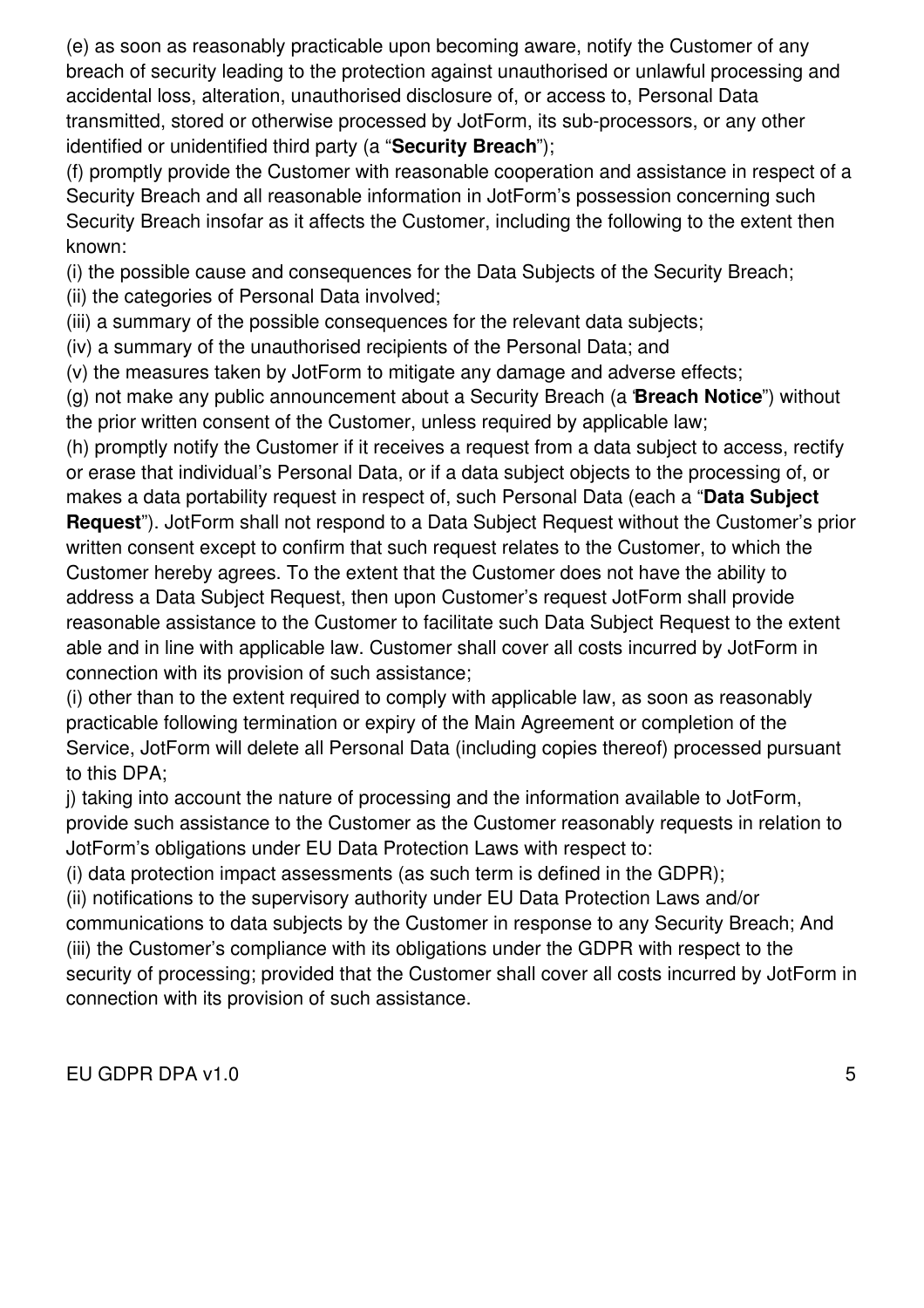(e) as soon as reasonably practicable upon becoming aware, notify the Customer of any breach of security leading to the protection against unauthorised or unlawful processing and accidental loss, alteration, unauthorised disclosure of, or access to, Personal Data transmitted, stored or otherwise processed by JotForm, its sub-processors, or any other identified or unidentified third party (a "**Security Breach**");

(f) promptly provide the Customer with reasonable cooperation and assistance in respect of a Security Breach and all reasonable information in JotForm's possession concerning such Security Breach insofar as it affects the Customer, including the following to the extent then known:

(i) the possible cause and consequences for the Data Subjects of the Security Breach;

(ii) the categories of Personal Data involved;

(iii) a summary of the possible consequences for the relevant data subjects;

(iv) a summary of the unauthorised recipients of the Personal Data; and

(v) the measures taken by JotForm to mitigate any damage and adverse effects;

(g) not make any public announcement about a Security Breach (a '**Breach Notice**") without the prior written consent of the Customer, unless required by applicable law;

(h) promptly notify the Customer if it receives a request from a data subject to access, rectify or erase that individual's Personal Data, or if a data subject objects to the processing of, or makes a data portability request in respect of, such Personal Data (each a "**Data Subject Request**"). JotForm shall not respond to a Data Subject Request without the Customer's prior written consent except to confirm that such request relates to the Customer, to which the Customer hereby agrees. To the extent that the Customer does not have the ability to address a Data Subject Request, then upon Customer's request JotForm shall provide reasonable assistance to the Customer to facilitate such Data Subject Request to the extent able and in line with applicable law. Customer shall cover all costs incurred by JotForm in connection with its provision of such assistance;

(i) other than to the extent required to comply with applicable law, as soon as reasonably practicable following termination or expiry of the Main Agreement or completion of the Service, JotForm will delete all Personal Data (including copies thereof) processed pursuant to this DPA;

j) taking into account the nature of processing and the information available to JotForm, provide such assistance to the Customer as the Customer reasonably requests in relation to JotForm's obligations under EU Data Protection Laws with respect to:

(i) data protection impact assessments (as such term is defined in the GDPR);

(ii) notifications to the supervisory authority under EU Data Protection Laws and/or communications to data subjects by the Customer in response to any Security Breach; And

(iii) the Customer's compliance with its obligations under the GDPR with respect to the security of processing; provided that the Customer shall cover all costs incurred by JotForm in connection with its provision of such assistance.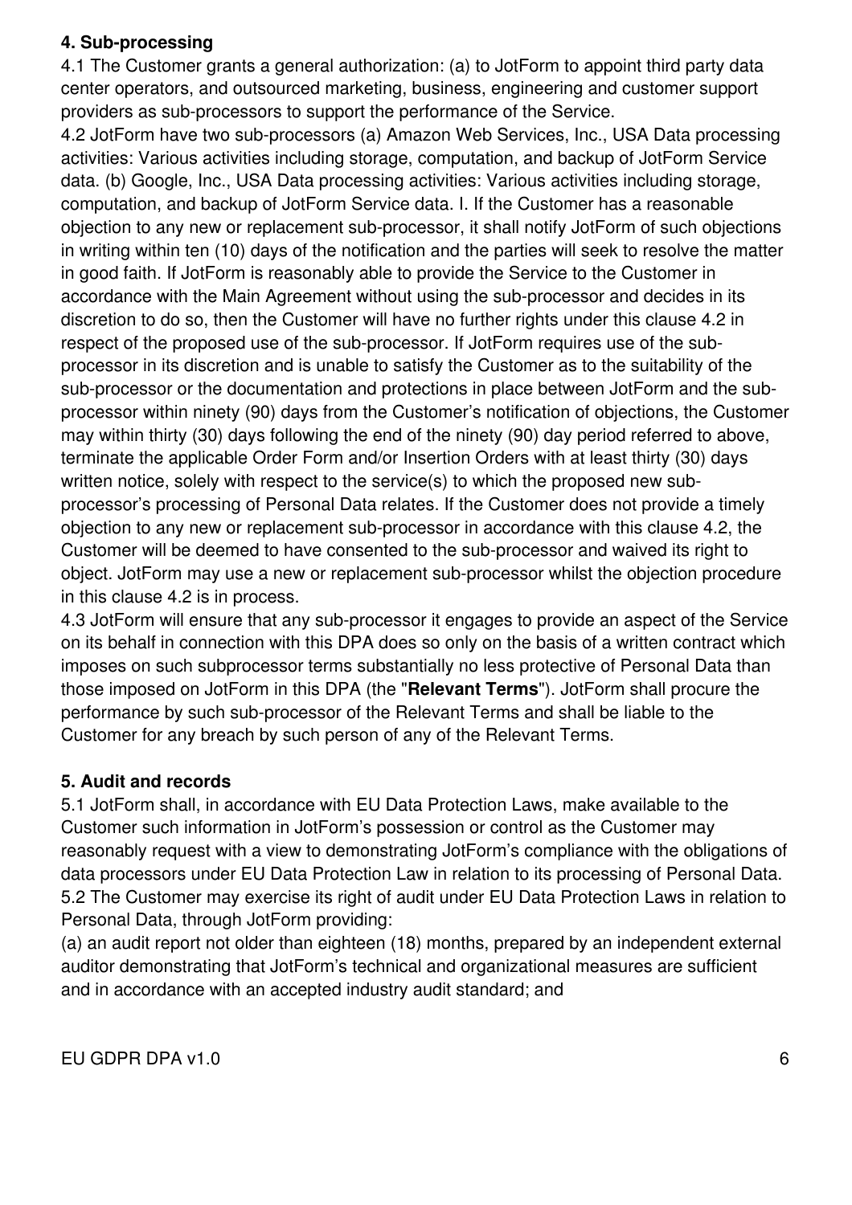**4. Sub-processing**

4.1 The Customer grants a general authorization: (a) to JotForm to appoint third party data center operators, and outsourced marketing, business, engineering and customer support providers as sub-processors to support the performance of the Service.

4.2 JotForm have two sub-processors (a) Amazon Web Services, Inc., USA Data processing activities: Various activities including storage, computation, and backup of JotForm Service data. (b) Google, Inc., USA Data processing activities: Various activities including storage, computation, and backup of JotForm Service data. I. If the Customer has a reasonable objection to any new or replacement sub-processor, it shall notify JotForm of such objections in writing within ten (10) days of the notification and the parties will seek to resolve the matter in good faith. If JotForm is reasonably able to provide the Service to the Customer in accordance with the Main Agreement without using the sub-processor and decides in its discretion to do so, then the Customer will have no further rights under this clause 4.2 in respect of the proposed use of the sub-processor. If JotForm requires use of the sub-processor in its discretion and is unable to satisfy the Customer as to the suitability of the sub-processor or the documentation and protections in place between JotForm and the sub-processor within ninety (90) days from the Customer's notification of objections, the Customer may within thirty (30) days following the end of the ninety (90) day period referred to above, terminate the applicable Order Form and/or Insertion Orders with at least thirty (30) days written notice, solely with respect to the service(s) to which the proposed new sub-processor's processing of Personal Data relates. If the Customer does not provide a timely objection to any new or replacement sub-processor in accordance with this clause 4.2, the Customer will be deemed to have consented to the sub-processor and waived its right to object. JotForm may use a new or replacement sub-processor whilst the objection procedure in this clause 4.2 is in process.

4.3 JotForm will ensure that any sub-processor it engages to provide an aspect of the Service on its behalf in connection with this DPA does so only on the basis of a written contract which imposes on such subprocessor terms substantially no less protective of Personal Data than those imposed on JotForm in this DPA (the "**Relevant Terms**"). JotForm shall procure the performance by such sub-processor of the Relevant Terms and shall be liable to the Customer for any breach by such person of any of the Relevant Terms.

**5. Audit and records**

5.1 JotForm shall, in accordance with EU Data Protection Laws, make available to the Customer such information in JotForm's possession or control as the Customer may reasonably request with a view to demonstrating JotForm's compliance with the obligations of data processors under EU Data Protection Law in relation to its processing of Personal Data.

5.2 The Customer may exercise its right of audit under EU Data Protection Laws in relation to Personal Data, through JotForm providing:

(a) an audit report not older than eighteen (18) months, prepared by an independent external auditor demonstrating that JotForm's technical and organizational measures are sufficient and in accordance with an accepted industry audit standard; and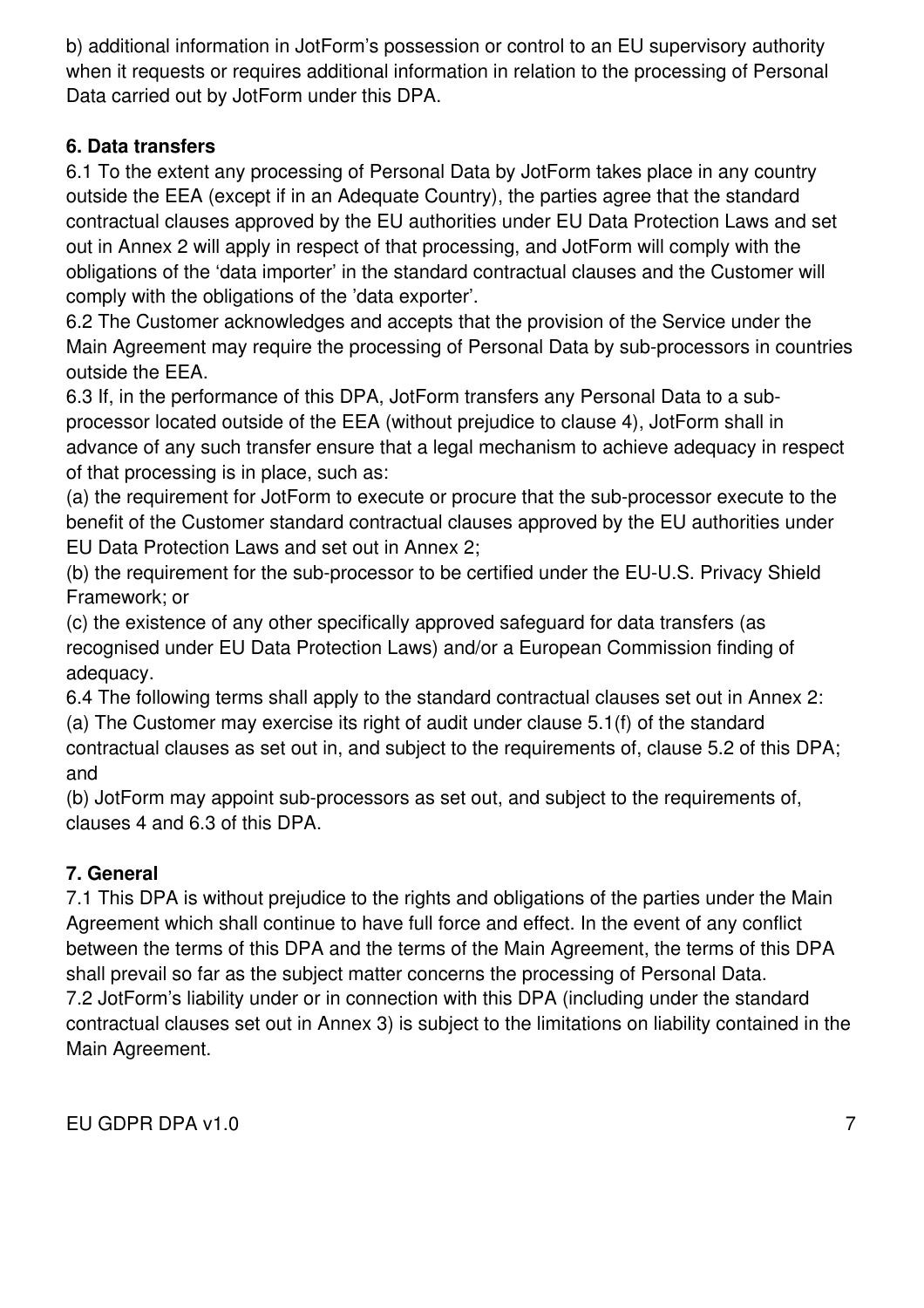b) additional information in JotForm's possession or control to an EU supervisory authority when it requests or requires additional information in relation to the processing of Personal Data carried out by JotForm under this DPA.

**6. Data transfers**

6.1 To the extent any processing of Personal Data by JotForm takes place in any country outside the EEA (except if in an Adequate Country), the parties agree that the standard contractual clauses approved by the EU authorities under EU Data Protection Laws and set out in Annex 2 will apply in respect of that processing, and JotForm will comply with the obligations of the 'data importer' in the standard contractual clauses and the Customer will comply with the obligations of the 'data exporter'.

6.2 The Customer acknowledges and accepts that the provision of the Service under the Main Agreement may require the processing of Personal Data by sub-processors in countries outside the EEA.

6.3 If, in the performance of this DPA, JotForm transfers any Personal Data to a sub-processor located outside of the EEA (without prejudice to clause 4), JotForm shall in advance of any such transfer ensure that a legal mechanism to achieve adequacy in respect of that processing is in place, such as:

(a) the requirement for JotForm to execute or procure that the sub-processor execute to the benefit of the Customer standard contractual clauses approved by the EU authorities under EU Data Protection Laws and set out in Annex 2;

(b) the requirement for the sub-processor to be certified under the EU-U.S. Privacy Shield Framework; or

(c) the existence of any other specifically approved safeguard for data transfers (as recognised under EU Data Protection Laws) and/or a European Commission finding of adequacy.

6.4 The following terms shall apply to the standard contractual clauses set out in Annex 2:

(a) The Customer may exercise its right of audit under clause 5.1(f) of the standard contractual clauses as set out in, and subject to the requirements of, clause 5.2 of this DPA; and

(b) JotForm may appoint sub-processors as set out, and subject to the requirements of, clauses 4 and 6.3 of this DPA.

**7. General**

7.1 This DPA is without prejudice to the rights and obligations of the parties under the Main Agreement which shall continue to have full force and effect. In the event of any conflict between the terms of this DPA and the terms of the Main Agreement, the terms of this DPA shall prevail so far as the subject matter concerns the processing of Personal Data.

7.2 JotForm's liability under or in connection with this DPA (including under the standard contractual clauses set out in Annex 3) is subject to the limitations on liability contained in the Main Agreement.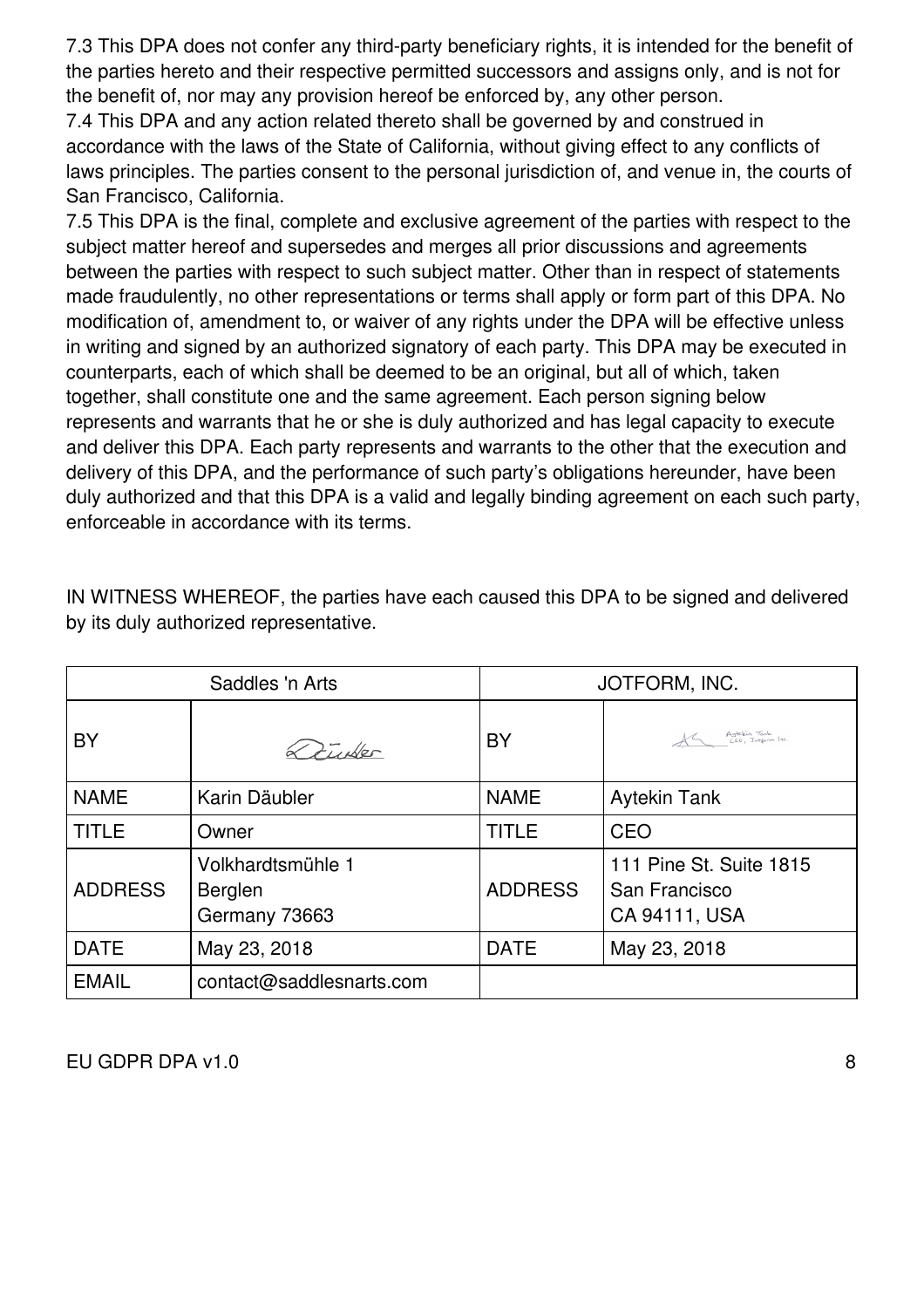7.3 This DPA does not confer any third-party beneficiary rights, it is intended for the benefit of the parties hereto and their respective permitted successors and assigns only, and is not for the benefit of, nor may any provision hereof be enforced by, any other person.

7.4 This DPA and any action related thereto shall be governed by and construed in accordance with the laws of the State of California, without giving effect to any conflicts of laws principles. The parties consent to the personal jurisdiction of, and venue in, the courts of San Francisco, California.

7.5 This DPA is the final, complete and exclusive agreement of the parties with respect to the subject matter hereof and supersedes and merges all prior discussions and agreements between the parties with respect to such subject matter. Other than in respect of statements made fraudulently, no other representations or terms shall apply or form part of this DPA. No modification of, amendment to, or waiver of any rights under the DPA will be effective unless in writing and signed by an authorized signatory of each party. This DPA may be executed in counterparts, each of which shall be deemed to be an original, but all of which, taken together, shall constitute one and the same agreement. Each person signing below represents and warrants that he or she is duly authorized and has legal capacity to execute and deliver this DPA. Each party represents and warrants to the other that the execution and delivery of this DPA, and the performance of such party's obligations hereunder, have been duly authorized and that this DPA is a valid and legally binding agreement on each such party, enforceable in accordance with its terms.

IN WITNESS WHEREOF, the parties have each caused this DPA to be signed and delivered by its duly authorized representative.

| Saddles 'n Arts | | JOTFORM, INC. | |
|---|---|---|---|
| BY | Däubler | BY | Aytekin Tank CEO, Jotform Inc. |
| NAME | Karin Däubler | NAME | Aytekin Tank |
| TITLE | Owner | TITLE | CEO |
| ADDRESS | Volkhardtsmühle 1<br>Berglen<br>Germany 73663 | ADDRESS | 111 Pine St. Suite 1815<br>San Francisco<br>CA 94111, USA |
| DATE | May 23, 2018 | DATE | May 23, 2018 |
| EMAIL | contact@saddlesnarts.com | | |

EU GDPR DPA v1.0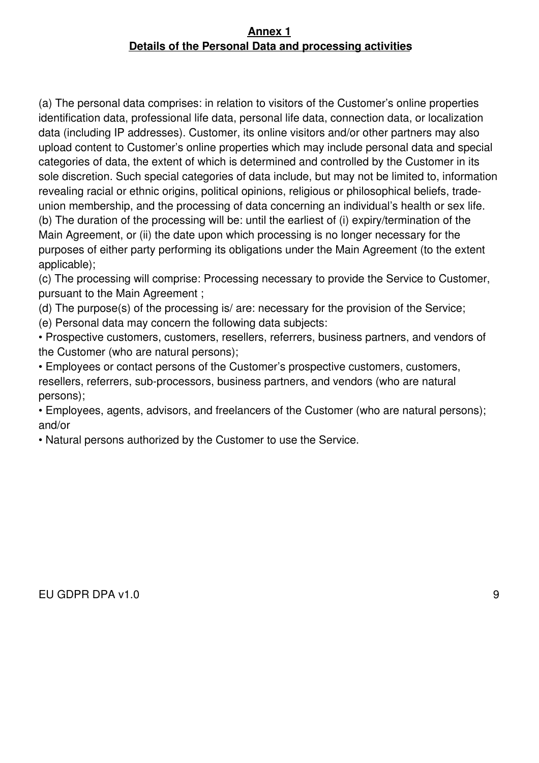## Annex 1
## Details of the Personal Data and processing activities

(a) The personal data comprises: in relation to visitors of the Customer's online properties identification data, professional life data, personal life data, connection data, or localization data (including IP addresses). Customer, its online visitors and/or other partners may also upload content to Customer's online properties which may include personal data and special categories of data, the extent of which is determined and controlled by the Customer in its sole discretion. Such special categories of data include, but may not be limited to, information revealing racial or ethnic origins, political opinions, religious or philosophical beliefs, trade-union membership, and the processing of data concerning an individual's health or sex life.

(b) The duration of the processing will be: until the earliest of (i) expiry/termination of the Main Agreement, or (ii) the date upon which processing is no longer necessary for the purposes of either party performing its obligations under the Main Agreement (to the extent applicable);

(c) The processing will comprise: Processing necessary to provide the Service to Customer, pursuant to the Main Agreement ;

(d) The purpose(s) of the processing is/ are: necessary for the provision of the Service;

(e) Personal data may concern the following data subjects:

- Prospective customers, customers, resellers, referrers, business partners, and vendors of the Customer (who are natural persons);
- Employees or contact persons of the Customer's prospective customers, customers, resellers, referrers, sub-processors, business partners, and vendors (who are natural persons);
- Employees, agents, advisors, and freelancers of the Customer (who are natural persons); and/or
- Natural persons authorized by the Customer to use the Service.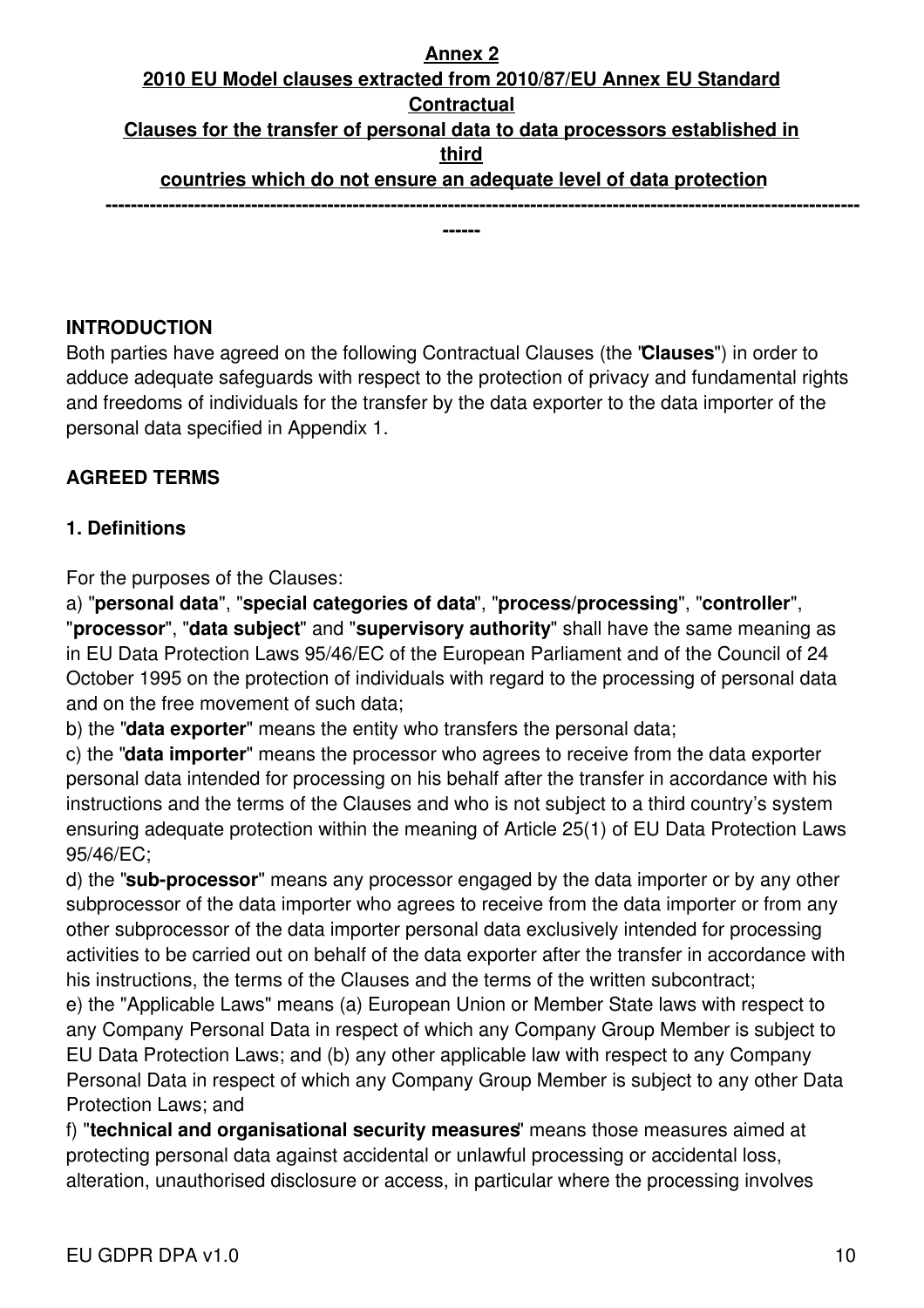**Annex 2**
**2010 EU Model clauses extracted from 2010/87/EU Annex EU Standard Contractual Clauses for the transfer of personal data to data processors established in third countries which do not ensure an adequate level of data protection**

-------------------------------------------------------------------------------------------------------------------------

**INTRODUCTION**

Both parties have agreed on the following Contractual Clauses (the "**Clauses**") in order to adduce adequate safeguards with respect to the protection of privacy and fundamental rights and freedoms of individuals for the transfer by the data exporter to the data importer of the personal data specified in Appendix 1.

**AGREED TERMS**

**1. Definitions**

For the purposes of the Clauses:

a) "**personal data**", "**special categories of data**", "**process/processing**", "**controller**", "**processor**", "**data subject**" and "**supervisory authority**" shall have the same meaning as in EU Data Protection Laws 95/46/EC of the European Parliament and of the Council of 24 October 1995 on the protection of individuals with regard to the processing of personal data and on the free movement of such data;

b) the "**data exporter**" means the entity who transfers the personal data;

c) the "**data importer**" means the processor who agrees to receive from the data exporter personal data intended for processing on his behalf after the transfer in accordance with his instructions and the terms of the Clauses and who is not subject to a third country's system ensuring adequate protection within the meaning of Article 25(1) of EU Data Protection Laws 95/46/EC;

d) the "**sub-processor**" means any processor engaged by the data importer or by any other subprocessor of the data importer who agrees to receive from the data importer or from any other subprocessor of the data importer personal data exclusively intended for processing activities to be carried out on behalf of the data exporter after the transfer in accordance with his instructions, the terms of the Clauses and the terms of the written subcontract;

e) the "Applicable Laws" means (a) European Union or Member State laws with respect to any Company Personal Data in respect of which any Company Group Member is subject to EU Data Protection Laws; and (b) any other applicable law with respect to any Company Personal Data in respect of which any Company Group Member is subject to any other Data Protection Laws; and

f) "**technical and organisational security measures**" means those measures aimed at protecting personal data against accidental or unlawful processing or accidental loss, alteration, unauthorised disclosure or access, in particular where the processing involves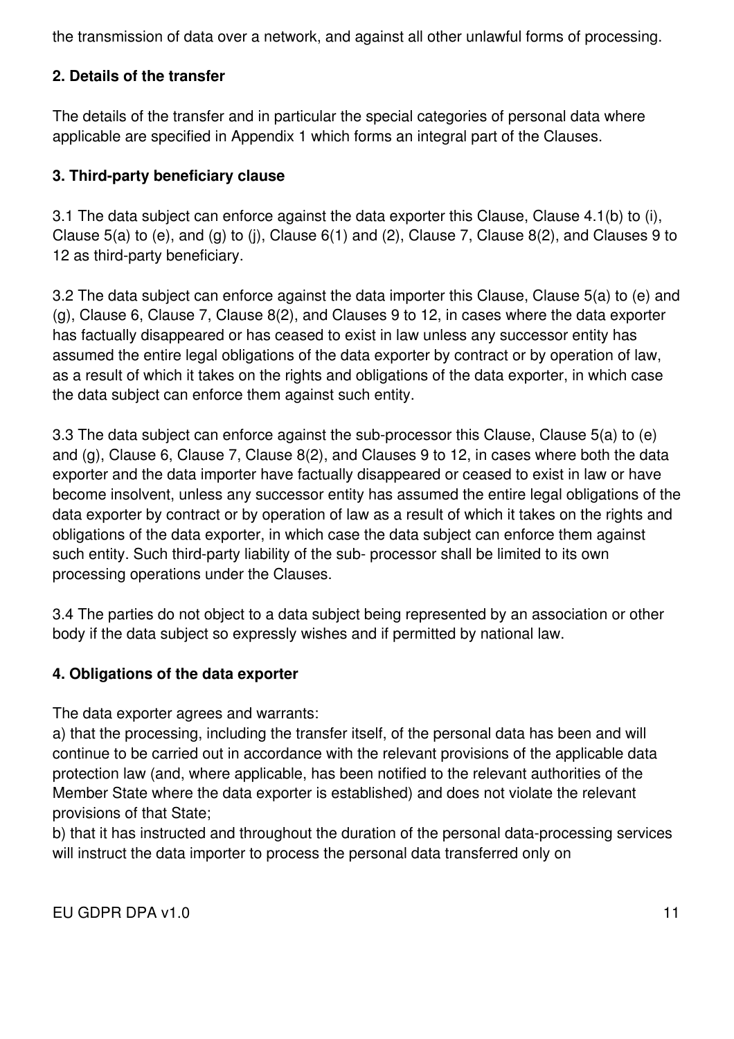the transmission of data over a network, and against all other unlawful forms of processing.

**2. Details of the transfer**

The details of the transfer and in particular the special categories of personal data where applicable are specified in Appendix 1 which forms an integral part of the Clauses.

**3. Third-party beneficiary clause**

3.1 The data subject can enforce against the data exporter this Clause, Clause 4.1(b) to (i), Clause 5(a) to (e), and (g) to (j), Clause 6(1) and (2), Clause 7, Clause 8(2), and Clauses 9 to 12 as third-party beneficiary.

3.2 The data subject can enforce against the data importer this Clause, Clause 5(a) to (e) and (g), Clause 6, Clause 7, Clause 8(2), and Clauses 9 to 12, in cases where the data exporter has factually disappeared or has ceased to exist in law unless any successor entity has assumed the entire legal obligations of the data exporter by contract or by operation of law, as a result of which it takes on the rights and obligations of the data exporter, in which case the data subject can enforce them against such entity.

3.3 The data subject can enforce against the sub-processor this Clause, Clause 5(a) to (e) and (g), Clause 6, Clause 7, Clause 8(2), and Clauses 9 to 12, in cases where both the data exporter and the data importer have factually disappeared or ceased to exist in law or have become insolvent, unless any successor entity has assumed the entire legal obligations of the data exporter by contract or by operation of law as a result of which it takes on the rights and obligations of the data exporter, in which case the data subject can enforce them against such entity. Such third-party liability of the sub- processor shall be limited to its own processing operations under the Clauses.

3.4 The parties do not object to a data subject being represented by an association or other body if the data subject so expressly wishes and if permitted by national law.

**4. Obligations of the data exporter**

The data exporter agrees and warrants:
a) that the processing, including the transfer itself, of the personal data has been and will continue to be carried out in accordance with the relevant provisions of the applicable data protection law (and, where applicable, has been notified to the relevant authorities of the Member State where the data exporter is established) and does not violate the relevant provisions of that State;
b) that it has instructed and throughout the duration of the personal data-processing services will instruct the data importer to process the personal data transferred only on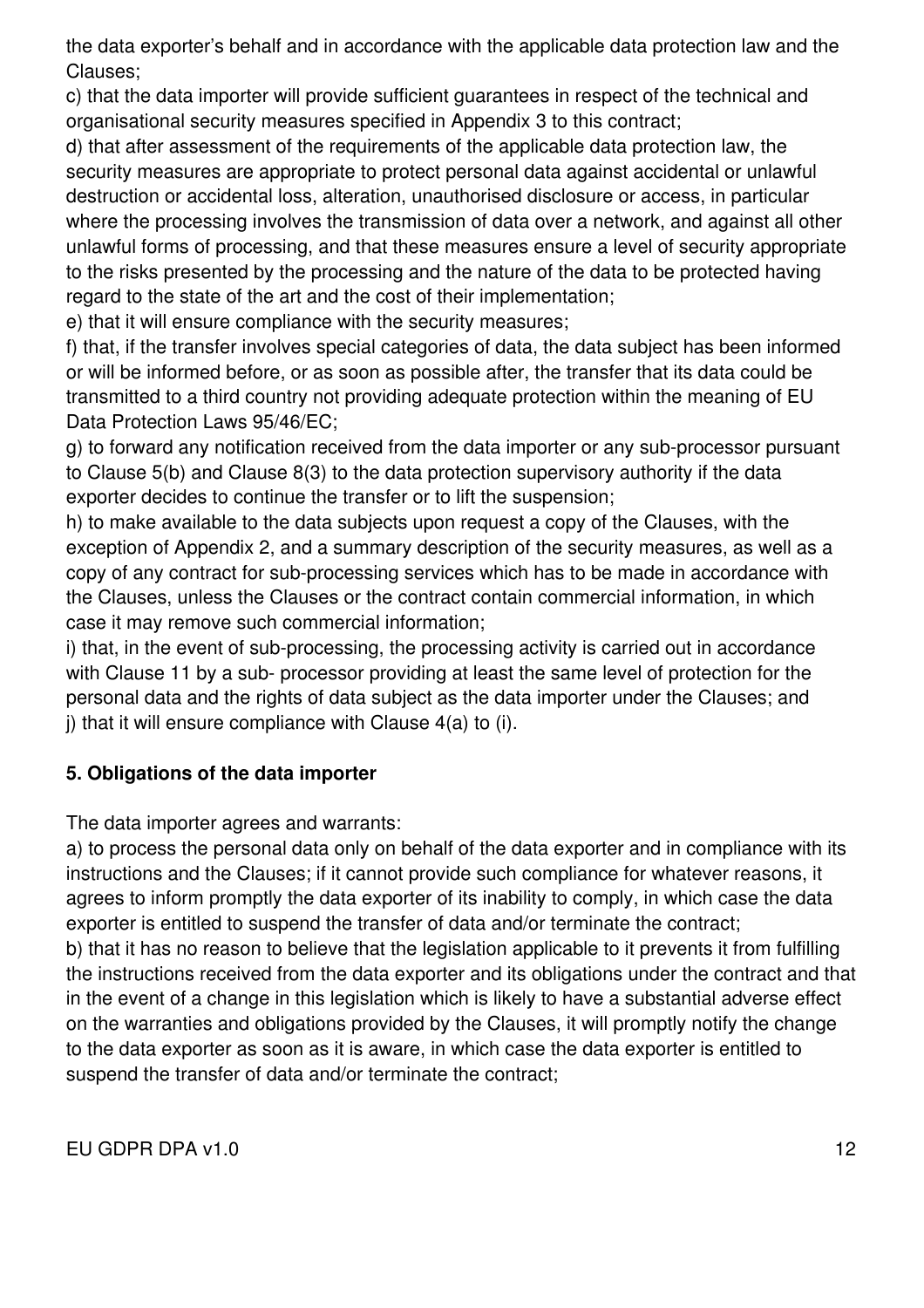the data exporter's behalf and in accordance with the applicable data protection law and the Clauses;

c) that the data importer will provide sufficient guarantees in respect of the technical and organisational security measures specified in Appendix 3 to this contract;

d) that after assessment of the requirements of the applicable data protection law, the security measures are appropriate to protect personal data against accidental or unlawful destruction or accidental loss, alteration, unauthorised disclosure or access, in particular where the processing involves the transmission of data over a network, and against all other unlawful forms of processing, and that these measures ensure a level of security appropriate to the risks presented by the processing and the nature of the data to be protected having regard to the state of the art and the cost of their implementation;

e) that it will ensure compliance with the security measures;

f) that, if the transfer involves special categories of data, the data subject has been informed or will be informed before, or as soon as possible after, the transfer that its data could be transmitted to a third country not providing adequate protection within the meaning of EU Data Protection Laws 95/46/EC;

g) to forward any notification received from the data importer or any sub-processor pursuant to Clause 5(b) and Clause 8(3) to the data protection supervisory authority if the data exporter decides to continue the transfer or to lift the suspension;

h) to make available to the data subjects upon request a copy of the Clauses, with the exception of Appendix 2, and a summary description of the security measures, as well as a copy of any contract for sub-processing services which has to be made in accordance with the Clauses, unless the Clauses or the contract contain commercial information, in which case it may remove such commercial information;

i) that, in the event of sub-processing, the processing activity is carried out in accordance with Clause 11 by a sub- processor providing at least the same level of protection for the personal data and the rights of data subject as the data importer under the Clauses; and

j) that it will ensure compliance with Clause 4(a) to (i).

### 5. Obligations of the data importer

The data importer agrees and warrants:

a) to process the personal data only on behalf of the data exporter and in compliance with its instructions and the Clauses; if it cannot provide such compliance for whatever reasons, it agrees to inform promptly the data exporter of its inability to comply, in which case the data exporter is entitled to suspend the transfer of data and/or terminate the contract;

b) that it has no reason to believe that the legislation applicable to it prevents it from fulfilling the instructions received from the data exporter and its obligations under the contract and that in the event of a change in this legislation which is likely to have a substantial adverse effect on the warranties and obligations provided by the Clauses, it will promptly notify the change to the data exporter as soon as it is aware, in which case the data exporter is entitled to suspend the transfer of data and/or terminate the contract;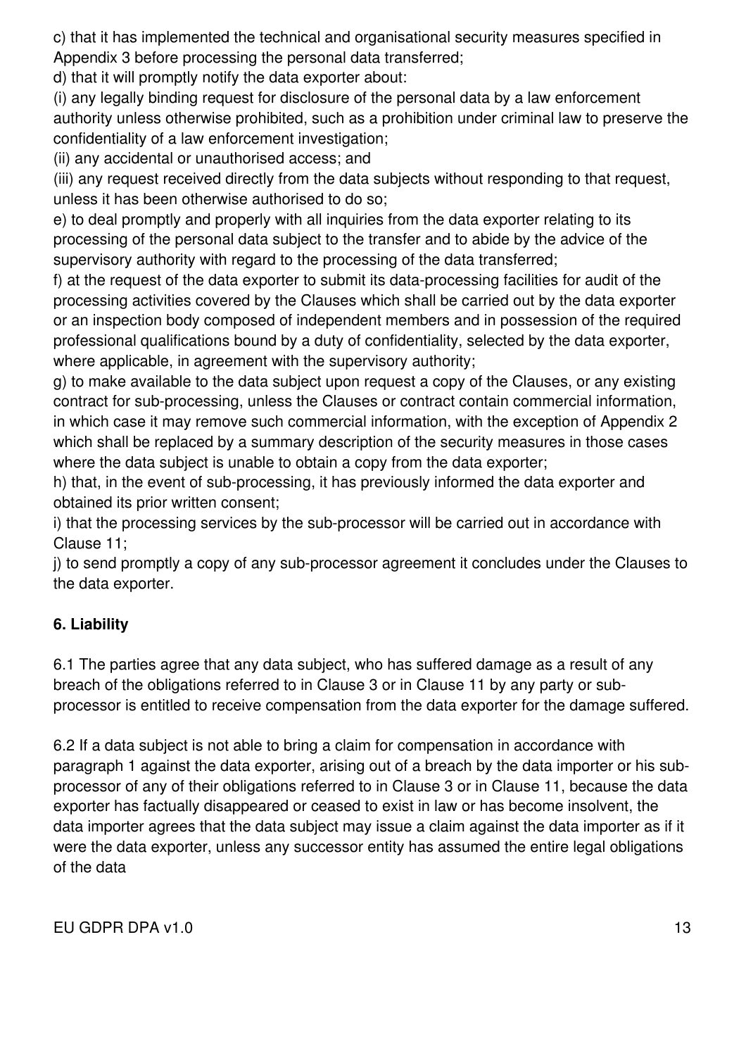c) that it has implemented the technical and organisational security measures specified in Appendix 3 before processing the personal data transferred;

d) that it will promptly notify the data exporter about:

(i) any legally binding request for disclosure of the personal data by a law enforcement authority unless otherwise prohibited, such as a prohibition under criminal law to preserve the confidentiality of a law enforcement investigation;

(ii) any accidental or unauthorised access; and

(iii) any request received directly from the data subjects without responding to that request, unless it has been otherwise authorised to do so;

e) to deal promptly and properly with all inquiries from the data exporter relating to its processing of the personal data subject to the transfer and to abide by the advice of the supervisory authority with regard to the processing of the data transferred;

f) at the request of the data exporter to submit its data-processing facilities for audit of the processing activities covered by the Clauses which shall be carried out by the data exporter or an inspection body composed of independent members and in possession of the required professional qualifications bound by a duty of confidentiality, selected by the data exporter, where applicable, in agreement with the supervisory authority;

g) to make available to the data subject upon request a copy of the Clauses, or any existing contract for sub-processing, unless the Clauses or contract contain commercial information, in which case it may remove such commercial information, with the exception of Appendix 2 which shall be replaced by a summary description of the security measures in those cases where the data subject is unable to obtain a copy from the data exporter;

h) that, in the event of sub-processing, it has previously informed the data exporter and obtained its prior written consent;

i) that the processing services by the sub-processor will be carried out in accordance with Clause 11;

j) to send promptly a copy of any sub-processor agreement it concludes under the Clauses to the data exporter.

**6. Liability**

6.1 The parties agree that any data subject, who has suffered damage as a result of any breach of the obligations referred to in Clause 3 or in Clause 11 by any party or sub-processor is entitled to receive compensation from the data exporter for the damage suffered.

6.2 If a data subject is not able to bring a claim for compensation in accordance with paragraph 1 against the data exporter, arising out of a breach by the data importer or his sub-processor of any of their obligations referred to in Clause 3 or in Clause 11, because the data exporter has factually disappeared or ceased to exist in law or has become insolvent, the data importer agrees that the data subject may issue a claim against the data importer as if it were the data exporter, unless any successor entity has assumed the entire legal obligations of the data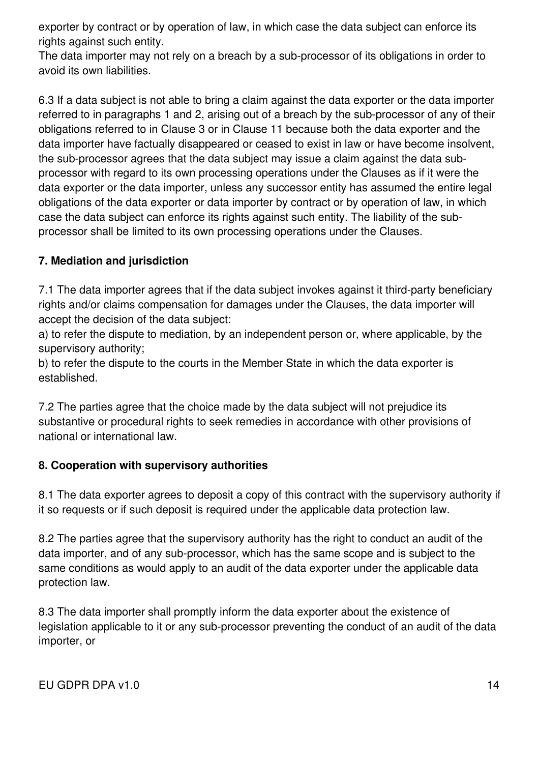exporter by contract or by operation of law, in which case the data subject can enforce its rights against such entity.
The data importer may not rely on a breach by a sub-processor of its obligations in order to avoid its own liabilities.

6.3 If a data subject is not able to bring a claim against the data exporter or the data importer referred to in paragraphs 1 and 2, arising out of a breach by the sub-processor of any of their obligations referred to in Clause 3 or in Clause 11 because both the data exporter and the data importer have factually disappeared or ceased to exist in law or have become insolvent, the sub-processor agrees that the data subject may issue a claim against the data sub-processor with regard to its own processing operations under the Clauses as if it were the data exporter or the data importer, unless any successor entity has assumed the entire legal obligations of the data exporter or data importer by contract or by operation of law, in which case the data subject can enforce its rights against such entity. The liability of the sub-processor shall be limited to its own processing operations under the Clauses.

**7. Mediation and jurisdiction**

7.1 The data importer agrees that if the data subject invokes against it third-party beneficiary rights and/or claims compensation for damages under the Clauses, the data importer will accept the decision of the data subject:
a) to refer the dispute to mediation, by an independent person or, where applicable, by the supervisory authority;
b) to refer the dispute to the courts in the Member State in which the data exporter is established.

7.2 The parties agree that the choice made by the data subject will not prejudice its substantive or procedural rights to seek remedies in accordance with other provisions of national or international law.

**8. Cooperation with supervisory authorities**

8.1 The data exporter agrees to deposit a copy of this contract with the supervisory authority if it so requests or if such deposit is required under the applicable data protection law.

8.2 The parties agree that the supervisory authority has the right to conduct an audit of the data importer, and of any sub-processor, which has the same scope and is subject to the same conditions as would apply to an audit of the data exporter under the applicable data protection law.

8.3 The data importer shall promptly inform the data exporter about the existence of legislation applicable to it or any sub-processor preventing the conduct of an audit of the data importer, or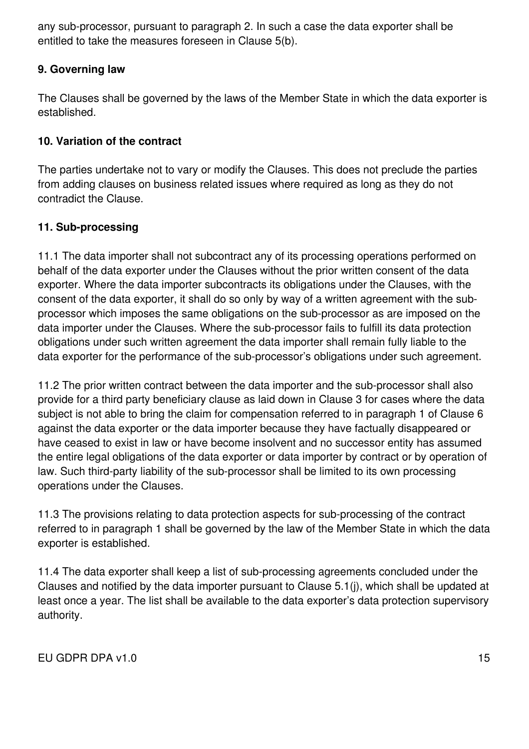any sub-processor, pursuant to paragraph 2. In such a case the data exporter shall be entitled to take the measures foreseen in Clause 5(b).

**9. Governing law**

The Clauses shall be governed by the laws of the Member State in which the data exporter is established.

**10. Variation of the contract**

The parties undertake not to vary or modify the Clauses. This does not preclude the parties from adding clauses on business related issues where required as long as they do not contradict the Clause.

**11. Sub-processing**

11.1 The data importer shall not subcontract any of its processing operations performed on behalf of the data exporter under the Clauses without the prior written consent of the data exporter. Where the data importer subcontracts its obligations under the Clauses, with the consent of the data exporter, it shall do so only by way of a written agreement with the sub-processor which imposes the same obligations on the sub-processor as are imposed on the data importer under the Clauses. Where the sub-processor fails to fulfill its data protection obligations under such written agreement the data importer shall remain fully liable to the data exporter for the performance of the sub-processor's obligations under such agreement.

11.2 The prior written contract between the data importer and the sub-processor shall also provide for a third party beneficiary clause as laid down in Clause 3 for cases where the data subject is not able to bring the claim for compensation referred to in paragraph 1 of Clause 6 against the data exporter or the data importer because they have factually disappeared or have ceased to exist in law or have become insolvent and no successor entity has assumed the entire legal obligations of the data exporter or data importer by contract or by operation of law. Such third-party liability of the sub-processor shall be limited to its own processing operations under the Clauses.

11.3 The provisions relating to data protection aspects for sub-processing of the contract referred to in paragraph 1 shall be governed by the law of the Member State in which the data exporter is established.

11.4 The data exporter shall keep a list of sub-processing agreements concluded under the Clauses and notified by the data importer pursuant to Clause 5.1(j), which shall be updated at least once a year. The list shall be available to the data exporter's data protection supervisory authority.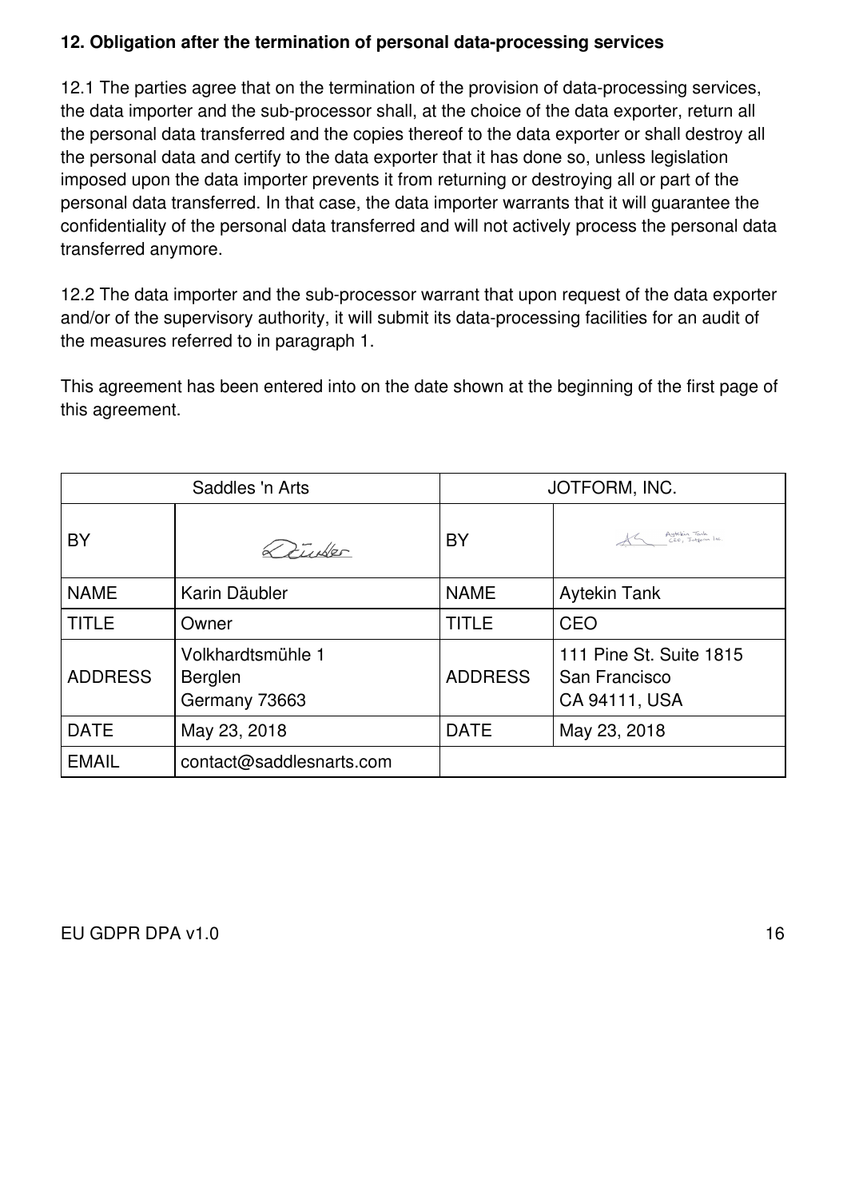**12. Obligation after the termination of personal data-processing services**

12.1 The parties agree that on the termination of the provision of data-processing services, the data importer and the sub-processor shall, at the choice of the data exporter, return all the personal data transferred and the copies thereof to the data exporter or shall destroy all the personal data and certify to the data exporter that it has done so, unless legislation imposed upon the data importer prevents it from returning or destroying all or part of the personal data transferred. In that case, the data importer warrants that it will guarantee the confidentiality of the personal data transferred and will not actively process the personal data transferred anymore.

12.2 The data importer and the sub-processor warrant that upon request of the data exporter and/or of the supervisory authority, it will submit its data-processing facilities for an audit of the measures referred to in paragraph 1.

This agreement has been entered into on the date shown at the beginning of the first page of this agreement.

| Saddles 'n Arts | | JOTFORM, INC. | |
|---|---|---|---|
| BY | Däubler | BY | Aytekin Tank CEO, Jotform Inc. |
| NAME | Karin Däubler | NAME | Aytekin Tank |
| TITLE | Owner | TITLE | CEO |
| ADDRESS | Volkhardtsmühle 1<br>Berglen<br>Germany 73663 | ADDRESS | 111 Pine St. Suite 1815<br>San Francisco<br>CA 94111, USA |
| DATE | May 23, 2018 | DATE | May 23, 2018 |
| EMAIL | contact@saddlesnarts.com | | |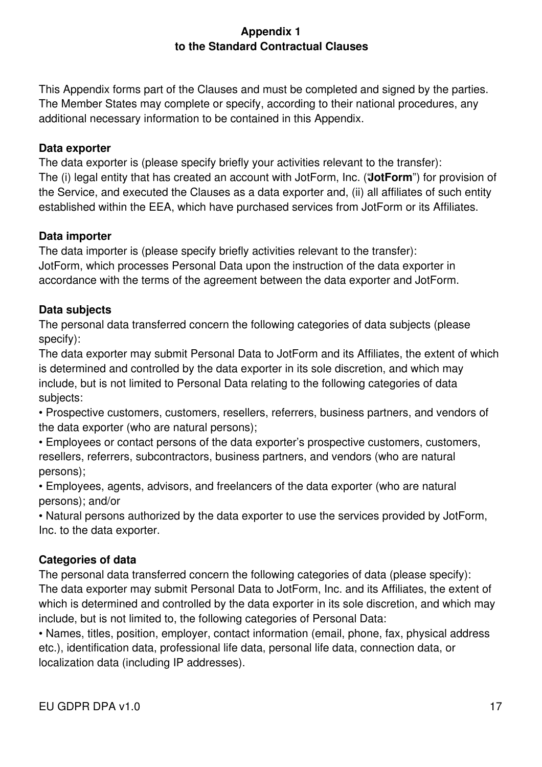**Appendix 1**
**to the Standard Contractual Clauses**

This Appendix forms part of the Clauses and must be completed and signed by the parties. The Member States may complete or specify, according to their national procedures, any additional necessary information to be contained in this Appendix.

**Data exporter**

The data exporter is (please specify briefly your activities relevant to the transfer):
The (i) legal entity that has created an account with JotForm, Inc. ("**JotForm**") for provision of the Service, and executed the Clauses as a data exporter and, (ii) all affiliates of such entity established within the EEA, which have purchased services from JotForm or its Affiliates.

**Data importer**

The data importer is (please specify briefly activities relevant to the transfer):
JotForm, which processes Personal Data upon the instruction of the data exporter in accordance with the terms of the agreement between the data exporter and JotForm.

**Data subjects**

The personal data transferred concern the following categories of data subjects (please specify):
The data exporter may submit Personal Data to JotForm and its Affiliates, the extent of which is determined and controlled by the data exporter in its sole discretion, and which may include, but is not limited to Personal Data relating to the following categories of data subjects:

- Prospective customers, customers, resellers, referrers, business partners, and vendors of the data exporter (who are natural persons);
- Employees or contact persons of the data exporter's prospective customers, customers, resellers, referrers, subcontractors, business partners, and vendors (who are natural persons);
- Employees, agents, advisors, and freelancers of the data exporter (who are natural persons); and/or
- Natural persons authorized by the data exporter to use the services provided by JotForm, Inc. to the data exporter.

**Categories of data**

The personal data transferred concern the following categories of data (please specify):
The data exporter may submit Personal Data to JotForm, Inc. and its Affiliates, the extent of which is determined and controlled by the data exporter in its sole discretion, and which may include, but is not limited to, the following categories of Personal Data:

- Names, titles, position, employer, contact information (email, phone, fax, physical address etc.), identification data, professional life data, personal life data, connection data, or localization data (including IP addresses).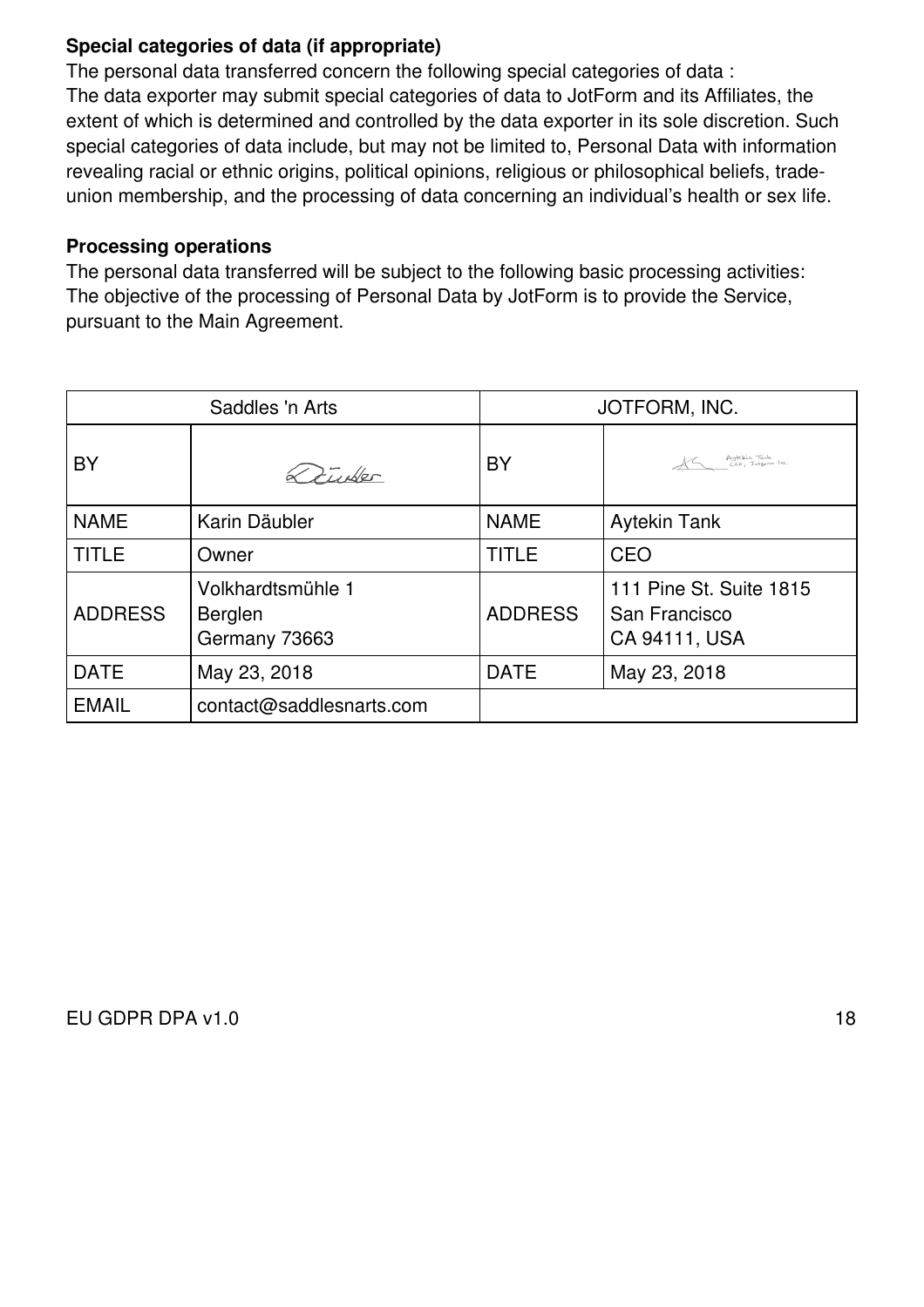**Special categories of data (if appropriate)**

The personal data transferred concern the following special categories of data :
The data exporter may submit special categories of data to JotForm and its Affiliates, the extent of which is determined and controlled by the data exporter in its sole discretion. Such special categories of data include, but may not be limited to, Personal Data with information revealing racial or ethnic origins, political opinions, religious or philosophical beliefs, trade-union membership, and the processing of data concerning an individual's health or sex life.

**Processing operations**

The personal data transferred will be subject to the following basic processing activities:
The objective of the processing of Personal Data by JotForm is to provide the Service, pursuant to the Main Agreement.

| Saddles 'n Arts | | JOTFORM, INC. | |
|---|---|---|---|
| BY | Däubler | BY | Aytekin Tank CEO, Jotform Inc. |
| NAME | Karin Däubler | NAME | Aytekin Tank |
| TITLE | Owner | TITLE | CEO |
| ADDRESS | Volkhardtsmühle 1<br>Berglen<br>Germany 73663 | ADDRESS | 111 Pine St. Suite 1815<br>San Francisco<br>CA 94111, USA |
| DATE | May 23, 2018 | DATE | May 23, 2018 |
| EMAIL | contact@saddlesnarts.com | | |

EU GDPR DPA v1.0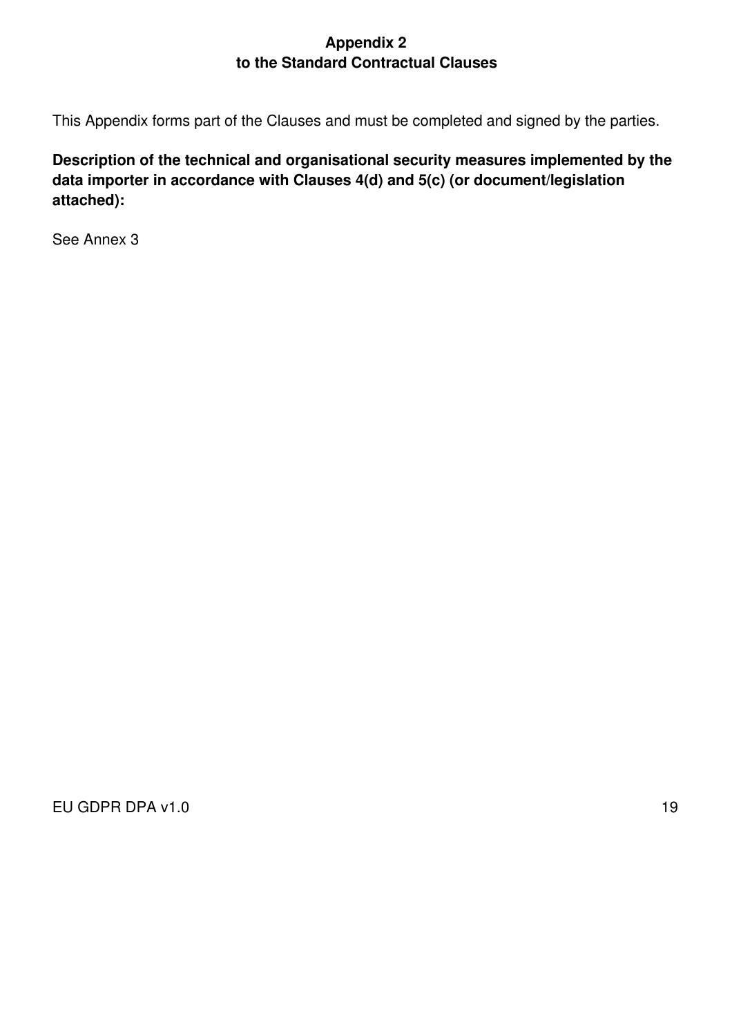## Appendix 2
## to the Standard Contractual Clauses

This Appendix forms part of the Clauses and must be completed and signed by the parties.

**Description of the technical and organisational security measures implemented by the data importer in accordance with Clauses 4(d) and 5(c) (or document/legislation attached):**

See Annex 3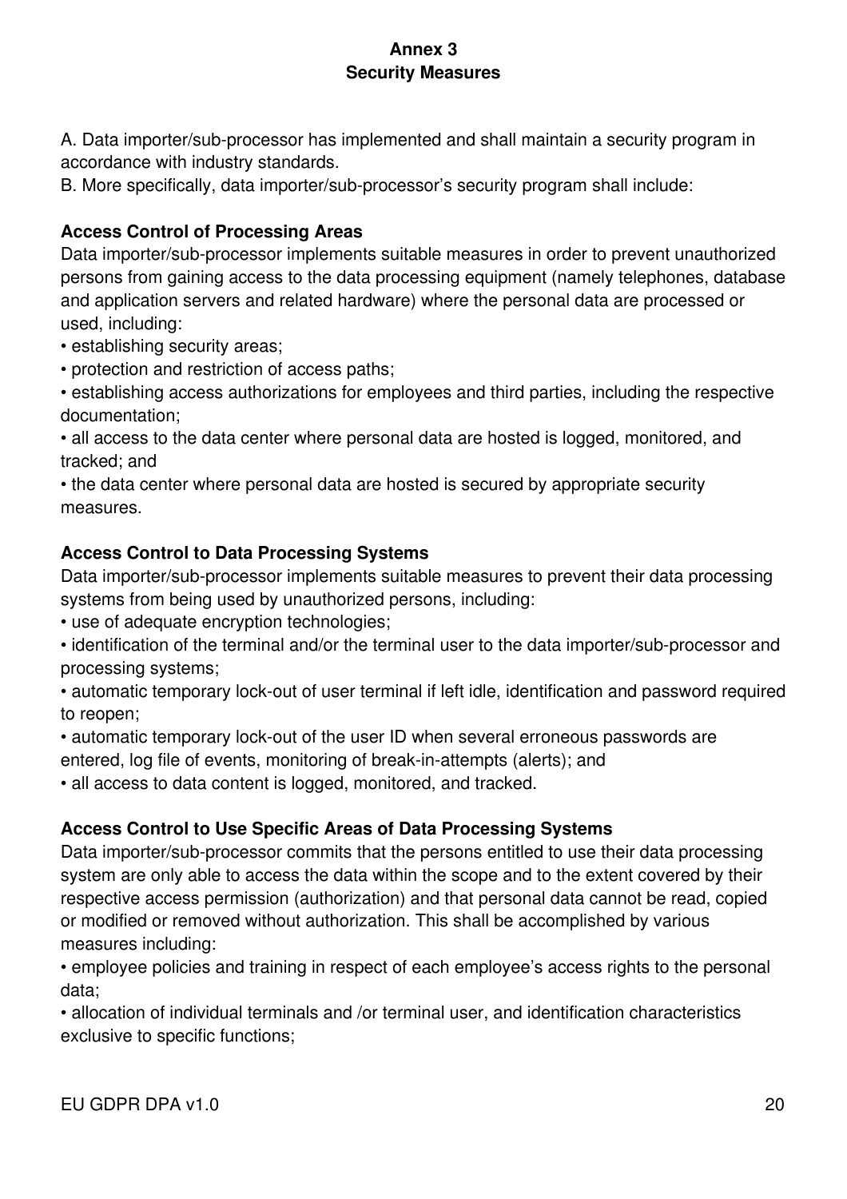# Annex 3
# Security Measures

A. Data importer/sub-processor has implemented and shall maintain a security program in accordance with industry standards.

B. More specifically, data importer/sub-processor's security program shall include:

**Access Control of Processing Areas**

Data importer/sub-processor implements suitable measures in order to prevent unauthorized persons from gaining access to the data processing equipment (namely telephones, database and application servers and related hardware) where the personal data are processed or used, including:

- establishing security areas;
- protection and restriction of access paths;
- establishing access authorizations for employees and third parties, including the respective documentation;
- all access to the data center where personal data are hosted is logged, monitored, and tracked; and
- the data center where personal data are hosted is secured by appropriate security measures.

**Access Control to Data Processing Systems**

Data importer/sub-processor implements suitable measures to prevent their data processing systems from being used by unauthorized persons, including:

- use of adequate encryption technologies;
- identification of the terminal and/or the terminal user to the data importer/sub-processor and processing systems;
- automatic temporary lock-out of user terminal if left idle, identification and password required to reopen;
- automatic temporary lock-out of the user ID when several erroneous passwords are entered, log file of events, monitoring of break-in-attempts (alerts); and
- all access to data content is logged, monitored, and tracked.

**Access Control to Use Specific Areas of Data Processing Systems**

Data importer/sub-processor commits that the persons entitled to use their data processing system are only able to access the data within the scope and to the extent covered by their respective access permission (authorization) and that personal data cannot be read, copied or modified or removed without authorization. This shall be accomplished by various measures including:

- employee policies and training in respect of each employee's access rights to the personal data;
- allocation of individual terminals and /or terminal user, and identification characteristics exclusive to specific functions;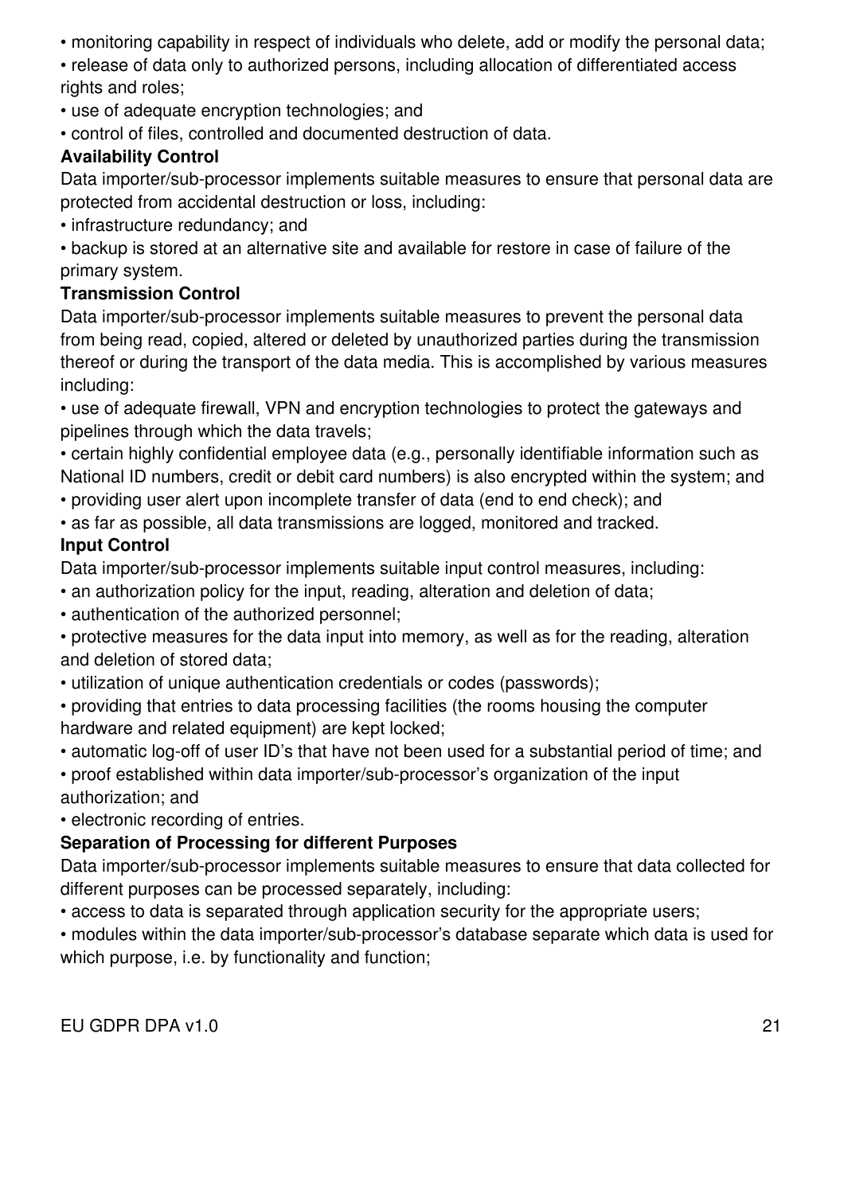- monitoring capability in respect of individuals who delete, add or modify the personal data;
- release of data only to authorized persons, including allocation of differentiated access rights and roles;
- use of adequate encryption technologies; and
- control of files, controlled and documented destruction of data.

**Availability Control**

Data importer/sub-processor implements suitable measures to ensure that personal data are protected from accidental destruction or loss, including:

- infrastructure redundancy; and
- backup is stored at an alternative site and available for restore in case of failure of the primary system.

**Transmission Control**

Data importer/sub-processor implements suitable measures to prevent the personal data from being read, copied, altered or deleted by unauthorized parties during the transmission thereof or during the transport of the data media. This is accomplished by various measures including:

- use of adequate firewall, VPN and encryption technologies to protect the gateways and pipelines through which the data travels;
- certain highly confidential employee data (e.g., personally identifiable information such as National ID numbers, credit or debit card numbers) is also encrypted within the system; and
- providing user alert upon incomplete transfer of data (end to end check); and
- as far as possible, all data transmissions are logged, monitored and tracked.

**Input Control**

Data importer/sub-processor implements suitable input control measures, including:

- an authorization policy for the input, reading, alteration and deletion of data;
- authentication of the authorized personnel;
- protective measures for the data input into memory, as well as for the reading, alteration and deletion of stored data;
- utilization of unique authentication credentials or codes (passwords);
- providing that entries to data processing facilities (the rooms housing the computer hardware and related equipment) are kept locked;
- automatic log-off of user ID's that have not been used for a substantial period of time; and
- proof established within data importer/sub-processor's organization of the input authorization; and
- electronic recording of entries.

**Separation of Processing for different Purposes**

Data importer/sub-processor implements suitable measures to ensure that data collected for different purposes can be processed separately, including:

- access to data is separated through application security for the appropriate users;
- modules within the data importer/sub-processor's database separate which data is used for which purpose, i.e. by functionality and function;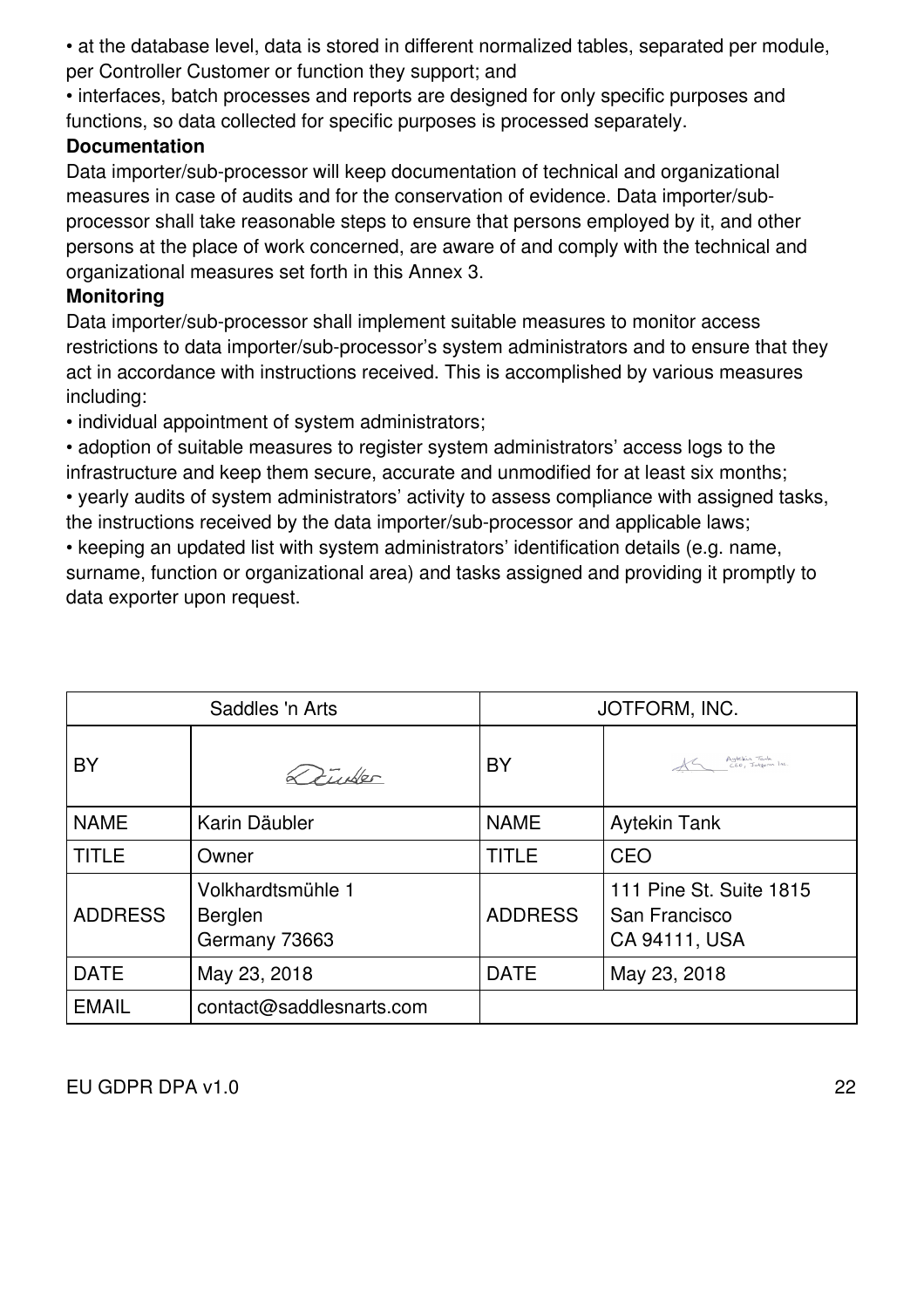• at the database level, data is stored in different normalized tables, separated per module, per Controller Customer or function they support; and
• interfaces, batch processes and reports are designed for only specific purposes and functions, so data collected for specific purposes is processed separately.

**Documentation**

Data importer/sub-processor will keep documentation of technical and organizational measures in case of audits and for the conservation of evidence. Data importer/sub-processor shall take reasonable steps to ensure that persons employed by it, and other persons at the place of work concerned, are aware of and comply with the technical and organizational measures set forth in this Annex 3.

**Monitoring**

Data importer/sub-processor shall implement suitable measures to monitor access restrictions to data importer/sub-processor's system administrators and to ensure that they act in accordance with instructions received. This is accomplished by various measures including:

• individual appointment of system administrators;
• adoption of suitable measures to register system administrators' access logs to the infrastructure and keep them secure, accurate and unmodified for at least six months;
• yearly audits of system administrators' activity to assess compliance with assigned tasks, the instructions received by the data importer/sub-processor and applicable laws;
• keeping an updated list with system administrators' identification details (e.g. name, surname, function or organizational area) and tasks assigned and providing it promptly to data exporter upon request.

| Saddles 'n Arts | | JOTFORM, INC. | |
|---|---|---|---|
| BY | Däubler | BY | Aytekin Tank CEO, Jotform Inc. |
| NAME | Karin Däubler | NAME | Aytekin Tank |
| TITLE | Owner | TITLE | CEO |
| ADDRESS | Volkhardtsmühle 1<br>Berglen<br>Germany 73663 | ADDRESS | 111 Pine St. Suite 1815<br>San Francisco<br>CA 94111, USA |
| DATE | May 23, 2018 | DATE | May 23, 2018 |
| EMAIL | contact@saddlesnarts.com | | |

EU GDPR DPA v1.0